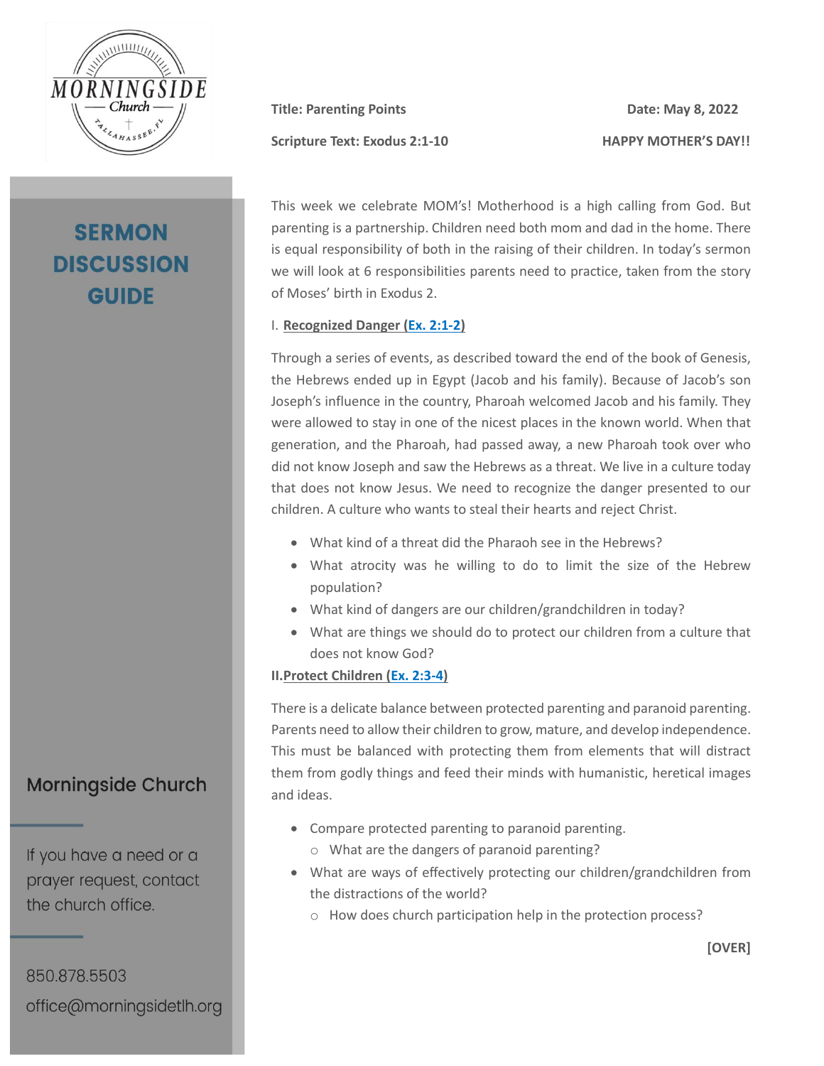MORNINGSIDE Church

TALLAHASSEE, FL

# SERMON DISCUSSION GUIDE

**Title: Parenting Points** **Date: May 8, 2022**

**Scripture Text: Exodus 2:1-10** **HAPPY MOTHER'S DAY!!**

This week we celebrate MOM's! Motherhood is a high calling from God. But parenting is a partnership. Children need both mom and dad in the home. There is equal responsibility of both in the raising of their children. In today's sermon we will look at 6 responsibilities parents need to practice, taken from the story of Moses' birth in Exodus 2.

I. **Recognized Danger (Ex. 2:1-2)**

Through a series of events, as described toward the end of the book of Genesis, the Hebrews ended up in Egypt (Jacob and his family). Because of Jacob's son Joseph's influence in the country, Pharoah welcomed Jacob and his family. They were allowed to stay in one of the nicest places in the known world. When that generation, and the Pharoah, had passed away, a new Pharoah took over who did not know Joseph and saw the Hebrews as a threat. We live in a culture today that does not know Jesus. We need to recognize the danger presented to our children. A culture who wants to steal their hearts and reject Christ.

- What kind of a threat did the Pharaoh see in the Hebrews?
- What atrocity was he willing to do to limit the size of the Hebrew population?
- What kind of dangers are our children/grandchildren in today?
- What are things we should do to protect our children from a culture that does not know God?

**II.Protect Children (Ex. 2:3-4)**

There is a delicate balance between protected parenting and paranoid parenting. Parents need to allow their children to grow, mature, and develop independence. This must be balanced with protecting them from elements that will distract them from godly things and feed their minds with humanistic, heretical images and ideas.

- Compare protected parenting to paranoid parenting.
  - What are the dangers of paranoid parenting?
- What are ways of effectively protecting our children/grandchildren from the distractions of the world?
  - How does church participation help in the protection process?

**[OVER]**

Morningside Church

If you have a need or a prayer request, contact the church office.

850.878.5503

office@morningsidetlh.org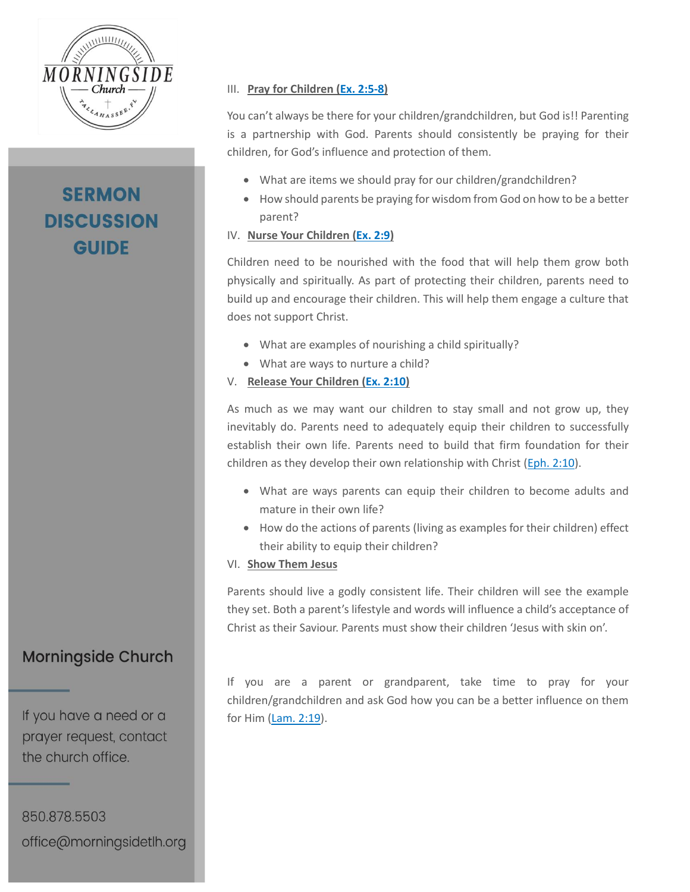MORNINGSIDE Church TALLAHASSEE, FL

# SERMON DISCUSSION GUIDE

III. **Pray for Children (Ex. 2:5-8)**

You can't always be there for your children/grandchildren, but God is!! Parenting is a partnership with God. Parents should consistently be praying for their children, for God's influence and protection of them.

- What are items we should pray for our children/grandchildren?
- How should parents be praying for wisdom from God on how to be a better parent?

IV. **Nurse Your Children (Ex. 2:9)**

Children need to be nourished with the food that will help them grow both physically and spiritually. As part of protecting their children, parents need to build up and encourage their children. This will help them engage a culture that does not support Christ.

- What are examples of nourishing a child spiritually?
- What are ways to nurture a child?

V. **Release Your Children (Ex. 2:10)**

As much as we may want our children to stay small and not grow up, they inevitably do. Parents need to adequately equip their children to successfully establish their own life. Parents need to build that firm foundation for their children as they develop their own relationship with Christ (Eph. 2:10).

- What are ways parents can equip their children to become adults and mature in their own life?
- How do the actions of parents (living as examples for their children) effect their ability to equip their children?

VI. **Show Them Jesus**

Parents should live a godly consistent life. Their children will see the example they set. Both a parent's lifestyle and words will influence a child's acceptance of Christ as their Saviour. Parents must show their children 'Jesus with skin on'.

If you are a parent or grandparent, take time to pray for your children/grandchildren and ask God how you can be a better influence on them for Him (Lam. 2:19).

## Morningside Church

If you have a need or a prayer request, contact the church office.

850.878.5503
office@morningsidetlh.org